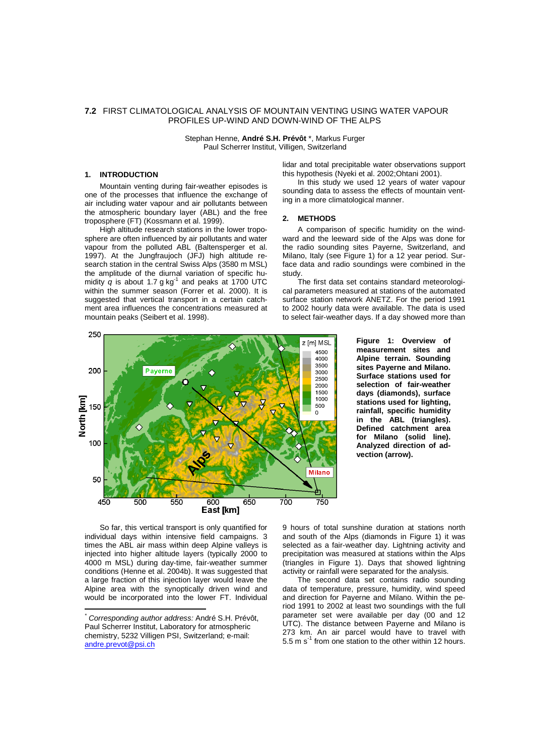# 7.2 FIRST CLIMATOLOGICAL ANALYSIS OF MOUNTAIN VENTING USING WATER VAPOUR PROFILES UP-WIND AND DOWN-WIND OF THE ALPS

Stephan Henne, **André S.H. Prévôt** *, Markus Furger
Paul Scherrer Institut, Villigen, Switzerland

## 1. INTRODUCTION

Mountain venting during fair-weather episodes is one of the processes that influence the exchange of air including water vapour and air pollutants between the atmospheric boundary layer (ABL) and the free troposphere (FT) (Kossmann et al. 1999).

High altitude research stations in the lower troposphere are often influenced by air pollutants and water vapour from the polluted ABL (Baltensperger et al. 1997). At the Jungfraujoch (JFJ) high altitude research station in the central Swiss Alps (3580 m MSL) the amplitude of the diurnal variation of specific humidity $q$ is about 1.7 g kg$^{-1}$ and peaks at 1700 UTC within the summer season (Forrer et al. 2000). It is suggested that vertical transport in a certain catchment area influences the concentrations measured at mountain peaks (Seibert et al. 1998).

So far, this vertical transport is only quantified for individual days within intensive field campaigns. 3 times the ABL air mass within deep Alpine valleys is injected into higher altitude layers (typically 2000 to 4000 m MSL) during day-time, fair-weather summer conditions (Henne et al. 2004b). It was suggested that a large fraction of this injection layer would leave the Alpine area with the synoptically driven wind and would be incorporated into the lower FT. Individual lidar and total precipitable water observations support this hypothesis (Nyeki et al. 2002;Ohtani 2001).

In this study we used 12 years of water vapour sounding data to assess the effects of mountain venting in a more climatological manner.

## 2. METHODS

A comparison of specific humidity on the windward and the leeward side of the Alps was done for the radio sounding sites Payerne, Switzerland, and Milano, Italy (see Figure 1) for a 12 year period. Surface data and radio soundings were combined in the study.

The first data set contains standard meteorological parameters measured at stations of the automated surface station network ANETZ. For the period 1991 to 2002 hourly data were available. The data is used to select fair-weather days. If a day showed more than 9 hours of total sunshine duration at stations north and south of the Alps (diamonds in Figure 1) it was selected as a fair-weather day. Lightning activity and precipitation was measured at stations within the Alps (triangles in Figure 1). Days that showed lightning activity or rainfall were separated for the analysis.

**Figure 1: Overview of measurement sites and Alpine terrain. Sounding sites Payerne and Milano. Surface stations used for selection of fair-weather days (diamonds), surface stations used for lighting, rainfall, specific humidity in the ABL (triangles). Defined catchment area for Milano (solid line). Analyzed direction of advection (arrow).**

The second data set contains radio sounding data of temperature, pressure, humidity, wind speed and direction for Payerne and Milano. Within the period 1991 to 2002 at least two soundings with the full parameter set were available per day (00 and 12 UTC). The distance between Payerne and Milano is 273 km. An air parcel would have to travel with 5.5 m s$^{-1}$ from one station to the other within 12 hours.

---

* *Corresponding author address:* André S.H. Prévôt, Paul Scherrer Institut, Laboratory for atmospheric chemistry, 5232 Villigen PSI, Switzerland; e-mail: andre.prevot@psi.ch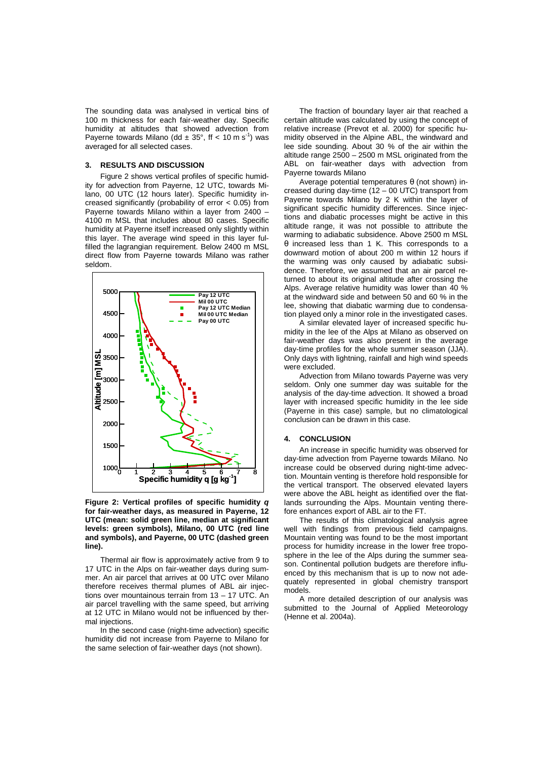The sounding data was analysed in vertical bins of 100 m thickness for each fair-weather day. Specific humidity at altitudes that showed advection from Payerne towards Milano (dd ± 35°, ff < 10 m s$^{-1}$) was averaged for all selected cases.

## 3. RESULTS AND DISCUSSION

Figure 2 shows vertical profiles of specific humidity for advection from Payerne, 12 UTC, towards Milano, 00 UTC (12 hours later). Specific humidity increased significantly (probability of error < 0.05) from Payerne towards Milano within a layer from 2400 – 4100 m MSL that includes about 80 cases. Specific humidity at Payerne itself increased only slightly within this layer. The average wind speed in this layer fulfilled the lagrangian requirement. Below 2400 m MSL direct flow from Payerne towards Milano was rather seldom.

**Figure 2: Vertical profiles of specific humidity *q* for fair-weather days, as measured in Payerne, 12 UTC (mean: solid green line, median at significant levels: green symbols), Milano, 00 UTC (red line and symbols), and Payerne, 00 UTC (dashed green line).**

Thermal air flow is approximately active from 9 to 17 UTC in the Alps on fair-weather days during summer. An air parcel that arrives at 00 UTC over Milano therefore receives thermal plumes of ABL air injections over mountainous terrain from 13 – 17 UTC. An air parcel travelling with the same speed, but arriving at 12 UTC in Milano would not be influenced by thermal injections.

In the second case (night-time advection) specific humidity did not increase from Payerne to Milano for the same selection of fair-weather days (not shown).

The fraction of boundary layer air that reached a certain altitude was calculated by using the concept of relative increase (Prevot et al. 2000) for specific humidity observed in the Alpine ABL, the windward and lee side sounding. About 30 % of the air within the altitude range 2500 – 2500 m MSL originated from the ABL on fair-weather days with advection from Payerne towards Milano

Average potential temperatures θ (not shown) increased during day-time (12 – 00 UTC) transport from Payerne towards Milano by 2 K within the layer of significant specific humidity differences. Since injections and diabatic processes might be active in this altitude range, it was not possible to attribute the warming to adiabatic subsidence. Above 2500 m MSL θ increased less than 1 K. This corresponds to a downward motion of about 200 m within 12 hours if the warming was only caused by adiabatic subsidence. Therefore, we assumed that an air parcel returned to about its original altitude after crossing the Alps. Average relative humidity was lower than 40 % at the windward side and between 50 and 60 % in the lee, showing that diabatic warming due to condensation played only a minor role in the investigated cases.

A similar elevated layer of increased specific humidity in the lee of the Alps at Milano as observed on fair-weather days was also present in the average day-time profiles for the whole summer season (JJA). Only days with lightning, rainfall and high wind speeds were excluded.

Advection from Milano towards Payerne was very seldom. Only one summer day was suitable for the analysis of the day-time advection. It showed a broad layer with increased specific humidity in the lee side (Payerne in this case) sample, but no climatological conclusion can be drawn in this case.

## 4. CONCLUSION

An increase in specific humidity was observed for day-time advection from Payerne towards Milano. No increase could be observed during night-time advection. Mountain venting is therefore hold responsible for the vertical transport. The observed elevated layers were above the ABL height as identified over the flatlands surrounding the Alps. Mountain venting therefore enhances export of ABL air to the FT.

The results of this climatological analysis agree well with findings from previous field campaigns. Mountain venting was found to be the most important process for humidity increase in the lower free troposphere in the lee of the Alps during the summer season. Continental pollution budgets are therefore influenced by this mechanism that is up to now not adequately represented in global chemistry transport models.

A more detailed description of our analysis was submitted to the Journal of Applied Meteorology (Henne et al. 2004a).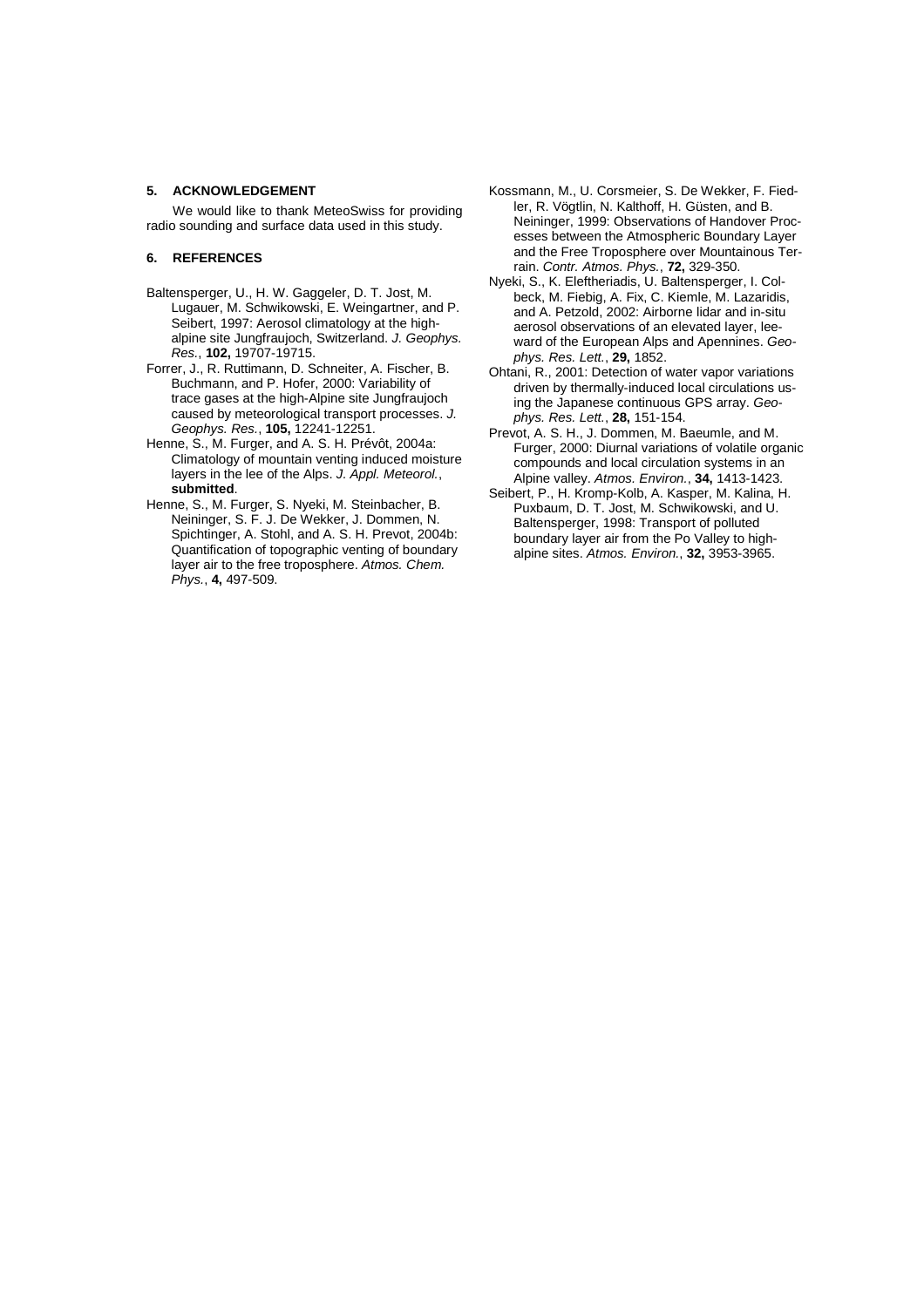## 5. ACKNOWLEDGEMENT

We would like to thank MeteoSwiss for providing radio sounding and surface data used in this study.

## 6. REFERENCES

Baltensperger, U., H. W. Gaggeler, D. T. Jost, M. Lugauer, M. Schwikowski, E. Weingartner, and P. Seibert, 1997: Aerosol climatology at the high-alpine site Jungfraujoch, Switzerland. *J. Geophys. Res.*, **102,** 19707-19715.

Forrer, J., R. Ruttimann, D. Schneiter, A. Fischer, B. Buchmann, and P. Hofer, 2000: Variability of trace gases at the high-Alpine site Jungfraujoch caused by meteorological transport processes. *J. Geophys. Res.*, **105,** 12241-12251.

Henne, S., M. Furger, and A. S. H. Prévôt, 2004a: Climatology of mountain venting induced moisture layers in the lee of the Alps. *J. Appl. Meteorol.*, **submitted**.

Henne, S., M. Furger, S. Nyeki, M. Steinbacher, B. Neininger, S. F. J. De Wekker, J. Dommen, N. Spichtinger, A. Stohl, and A. S. H. Prevot, 2004b: Quantification of topographic venting of boundary layer air to the free troposphere. *Atmos. Chem. Phys.*, **4,** 497-509.

Kossmann, M., U. Corsmeier, S. De Wekker, F. Fiedler, R. Vögtlin, N. Kalthoff, H. Güsten, and B. Neininger, 1999: Observations of Handover Processes between the Atmospheric Boundary Layer and the Free Troposphere over Mountainous Terrain. *Contr. Atmos. Phys.*, **72,** 329-350.

Nyeki, S., K. Eleftheriadis, U. Baltensperger, I. Colbeck, M. Fiebig, A. Fix, C. Kiemle, M. Lazaridis, and A. Petzold, 2002: Airborne lidar and in-situ aerosol observations of an elevated layer, leeward of the European Alps and Apennines. *Geophys. Res. Lett.*, **29,** 1852.

Ohtani, R., 2001: Detection of water vapor variations driven by thermally-induced local circulations using the Japanese continuous GPS array. *Geophys. Res. Lett.*, **28,** 151-154.

Prevot, A. S. H., J. Dommen, M. Baeumle, and M. Furger, 2000: Diurnal variations of volatile organic compounds and local circulation systems in an Alpine valley. *Atmos. Environ.*, **34,** 1413-1423.

Seibert, P., H. Kromp-Kolb, A. Kasper, M. Kalina, H. Puxbaum, D. T. Jost, M. Schwikowski, and U. Baltensperger, 1998: Transport of polluted boundary layer air from the Po Valley to high-alpine sites. *Atmos. Environ.*, **32,** 3953-3965.